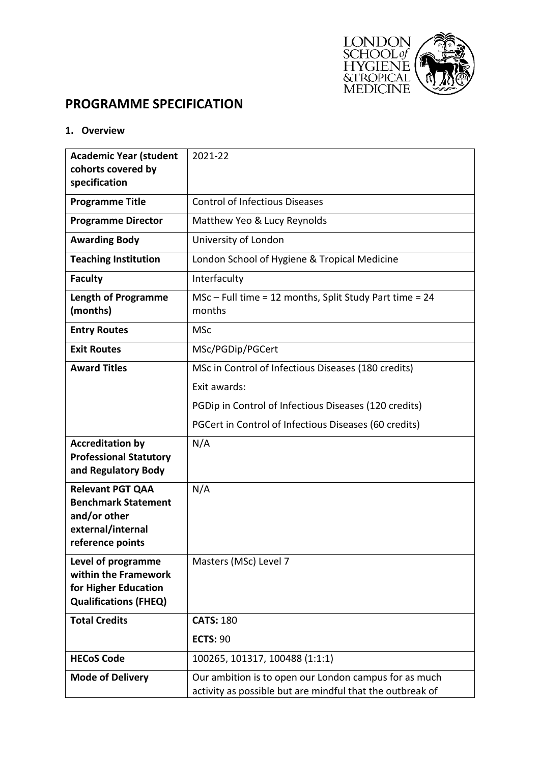# PROGRAMME SPECIFICATION

## 1. Overview

| | |
|---|---|
| **Academic Year (student cohorts covered by specification** | 2021-22 |
| **Programme Title** | Control of Infectious Diseases |
| **Programme Director** | Matthew Yeo & Lucy Reynolds |
| **Awarding Body** | University of London |
| **Teaching Institution** | London School of Hygiene & Tropical Medicine |
| **Faculty** | Interfaculty |
| **Length of Programme (months)** | MSc – Full time = 12 months, Split Study Part time = 24 months |
| **Entry Routes** | MSc |
| **Exit Routes** | MSc/PGDip/PGCert |
| **Award Titles** | MSc in Control of Infectious Diseases (180 credits)<br>Exit awards:<br>PGDip in Control of Infectious Diseases (120 credits)<br>PGCert in Control of Infectious Diseases (60 credits) |
| **Accreditation by Professional Statutory and Regulatory Body** | N/A |
| **Relevant PGT QAA Benchmark Statement and/or other external/internal reference points** | N/A |
| **Level of programme within the Framework for Higher Education Qualifications (FHEQ)** | Masters (MSc) Level 7 |
| **Total Credits** | **CATS:** 180<br>**ECTS:** 90 |
| **HECoS Code** | 100265, 101317, 100488 (1:1:1) |
| **Mode of Delivery** | Our ambition is to open our London campus for as much activity as possible but are mindful that the outbreak of |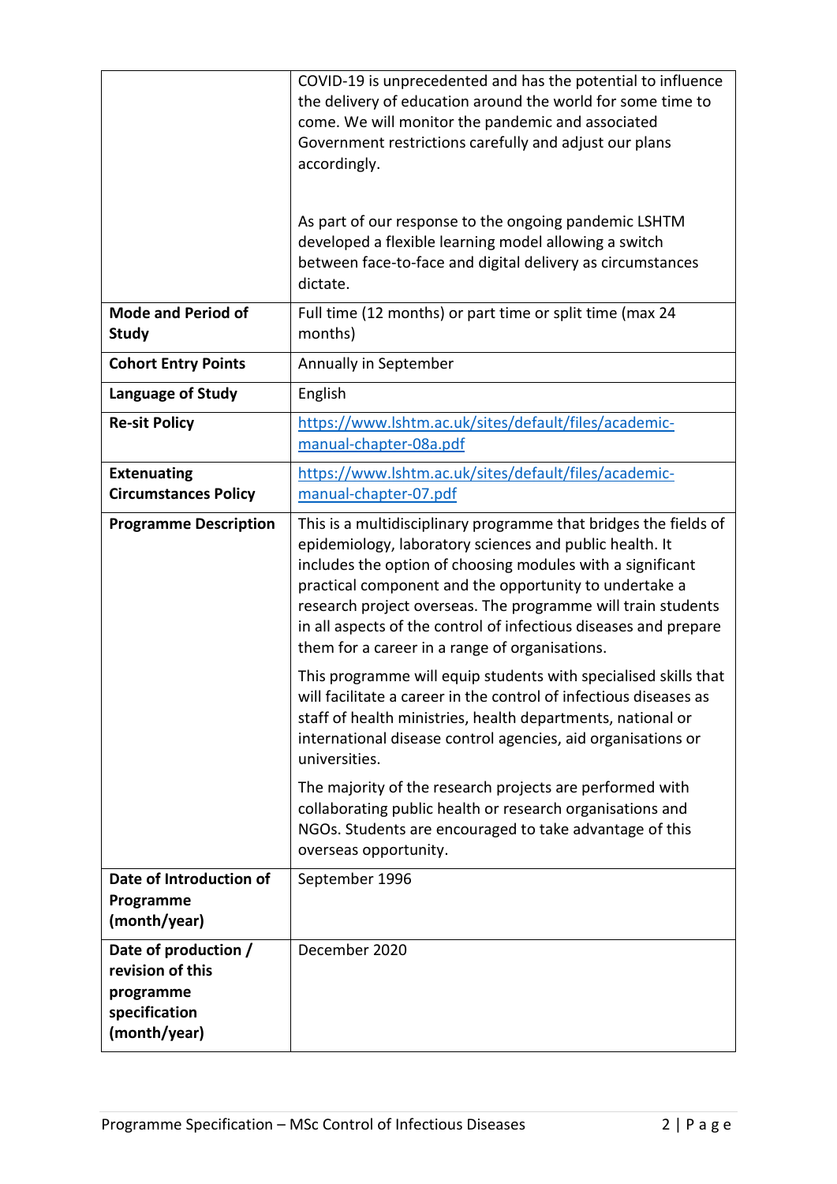| | |
|---|---|
| | COVID-19 is unprecedented and has the potential to influence the delivery of education around the world for some time to come. We will monitor the pandemic and associated Government restrictions carefully and adjust our plans accordingly.<br><br>As part of our response to the ongoing pandemic LSHTM developed a flexible learning model allowing a switch between face-to-face and digital delivery as circumstances dictate. |
| **Mode and Period of Study** | Full time (12 months) or part time or split time (max 24 months) |
| **Cohort Entry Points** | Annually in September |
| **Language of Study** | English |
| **Re-sit Policy** | https://www.lshtm.ac.uk/sites/default/files/academic-manual-chapter-08a.pdf |
| **Extenuating Circumstances Policy** | https://www.lshtm.ac.uk/sites/default/files/academic-manual-chapter-07.pdf |
| **Programme Description** | This is a multidisciplinary programme that bridges the fields of epidemiology, laboratory sciences and public health. It includes the option of choosing modules with a significant practical component and the opportunity to undertake a research project overseas. The programme will train students in all aspects of the control of infectious diseases and prepare them for a career in a range of organisations.<br><br>This programme will equip students with specialised skills that will facilitate a career in the control of infectious diseases as staff of health ministries, health departments, national or international disease control agencies, aid organisations or universities.<br><br>The majority of the research projects are performed with collaborating public health or research organisations and NGOs. Students are encouraged to take advantage of this overseas opportunity. |
| **Date of Introduction of Programme (month/year)** | September 1996 |
| **Date of production / revision of this programme specification (month/year)** | December 2020 |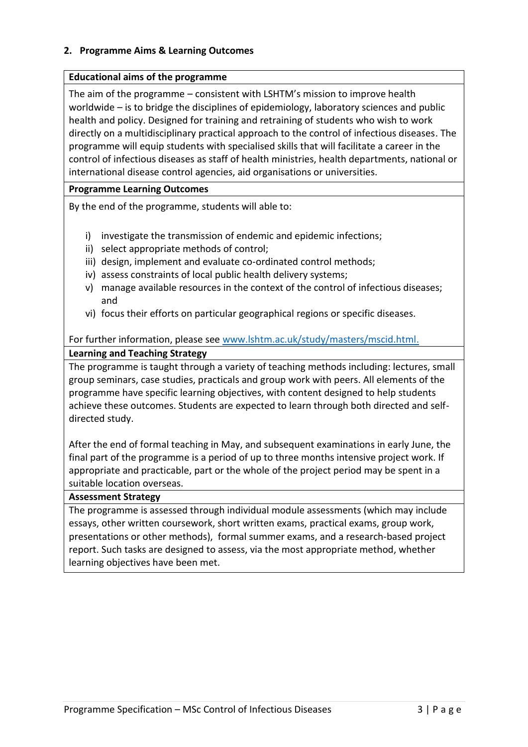## 2. Programme Aims & Learning Outcomes

**Educational aims of the programme**

The aim of the programme – consistent with LSHTM's mission to improve health worldwide – is to bridge the disciplines of epidemiology, laboratory sciences and public health and policy. Designed for training and retraining of students who wish to work directly on a multidisciplinary practical approach to the control of infectious diseases. The programme will equip students with specialised skills that will facilitate a career in the control of infectious diseases as staff of health ministries, health departments, national or international disease control agencies, aid organisations or universities.

**Programme Learning Outcomes**

By the end of the programme, students will able to:

i) investigate the transmission of endemic and epidemic infections;
ii) select appropriate methods of control;
iii) design, implement and evaluate co-ordinated control methods;
iv) assess constraints of local public health delivery systems;
v) manage available resources in the context of the control of infectious diseases; and
vi) focus their efforts on particular geographical regions or specific diseases.

For further information, please see [www.lshtm.ac.uk/study/masters/mscid.html.](www.lshtm.ac.uk/study/masters/mscid.html)

**Learning and Teaching Strategy**

The programme is taught through a variety of teaching methods including: lectures, small group seminars, case studies, practicals and group work with peers. All elements of the programme have specific learning objectives, with content designed to help students achieve these outcomes. Students are expected to learn through both directed and self-directed study.

After the end of formal teaching in May, and subsequent examinations in early June, the final part of the programme is a period of up to three months intensive project work. If appropriate and practicable, part or the whole of the project period may be spent in a suitable location overseas.

**Assessment Strategy**

The programme is assessed through individual module assessments (which may include essays, other written coursework, short written exams, practical exams, group work, presentations or other methods), formal summer exams, and a research-based project report. Such tasks are designed to assess, via the most appropriate method, whether learning objectives have been met.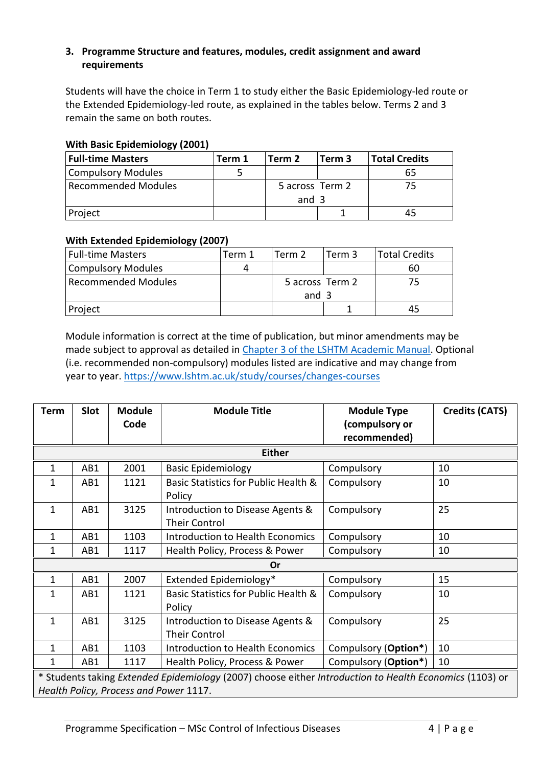### 3. Programme Structure and features, modules, credit assignment and award requirements

Students will have the choice in Term 1 to study either the Basic Epidemiology-led route or the Extended Epidemiology-led route, as explained in the tables below. Terms 2 and 3 remain the same on both routes.

**With Basic Epidemiology (2001)**

| **Full-time Masters** | **Term 1** | **Term 2** | **Term 3** | **Total Credits** |
|---|---|---|---|---|
| Compulsory Modules | 5 | | | 65 |
| Recommended Modules | | 5 across Term 2 and 3 | | 75 |
| Project | | | 1 | 45 |

**With Extended Epidemiology (2007)**

| Full-time Masters | Term 1 | Term 2 | Term 3 | Total Credits |
|---|---|---|---|---|
| Compulsory Modules | 4 | | | 60 |
| Recommended Modules | | 5 across Term 2 and 3 | | 75 |
| Project | | | 1 | 45 |

Module information is correct at the time of publication, but minor amendments may be made subject to approval as detailed in [Chapter 3 of the LSHTM Academic Manual](Chapter 3 of the LSHTM Academic Manual). Optional (i.e. recommended non-compulsory) modules listed are indicative and may change from year to year. https://www.lshtm.ac.uk/study/courses/changes-courses

| **Term** | **Slot** | **Module Code** | **Module Title** | **Module Type (compulsory or recommended)** | **Credits (CATS)** |
|---|---|---|---|---|---|
| | | | **Either** | | |
| 1 | AB1 | 2001 | Basic Epidemiology | Compulsory | 10 |
| 1 | AB1 | 1121 | Basic Statistics for Public Health & Policy | Compulsory | 10 |
| 1 | AB1 | 3125 | Introduction to Disease Agents & Their Control | Compulsory | 25 |
| 1 | AB1 | 1103 | Introduction to Health Economics | Compulsory | 10 |
| 1 | AB1 | 1117 | Health Policy, Process & Power | Compulsory | 10 |
| | | | **Or** | | |
| 1 | AB1 | 2007 | Extended Epidemiology* | Compulsory | 15 |
| 1 | AB1 | 1121 | Basic Statistics for Public Health & Policy | Compulsory | 10 |
| 1 | AB1 | 3125 | Introduction to Disease Agents & Their Control | Compulsory | 25 |
| 1 | AB1 | 1103 | Introduction to Health Economics | Compulsory (**Option***) | 10 |
| 1 | AB1 | 1117 | Health Policy, Process & Power | Compulsory (**Option***) | 10 |

* Students taking *Extended Epidemiology* (2007) choose either *Introduction to Health Economics* (1103) or *Health Policy, Process and Power* 1117.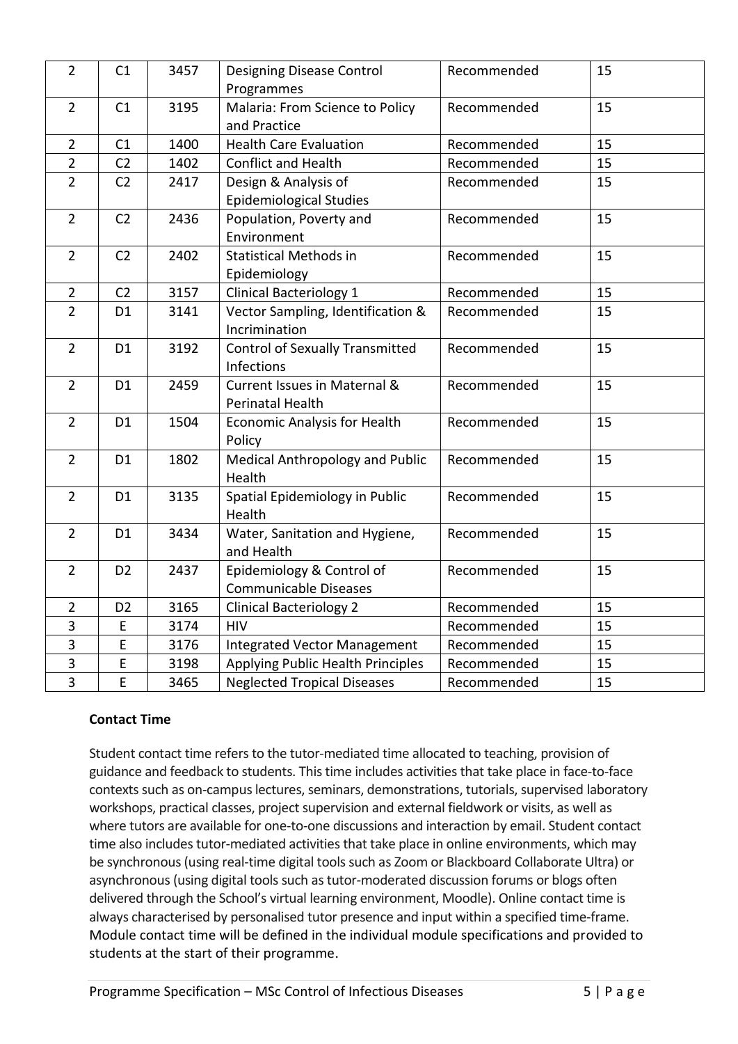| 2 | C1 | 3457 | Designing Disease Control Programmes | Recommended | 15 |
|---|---|---|---|---|---|
| 2 | C1 | 3195 | Malaria: From Science to Policy and Practice | Recommended | 15 |
| 2 | C1 | 1400 | Health Care Evaluation | Recommended | 15 |
| 2 | C2 | 1402 | Conflict and Health | Recommended | 15 |
| 2 | C2 | 2417 | Design & Analysis of Epidemiological Studies | Recommended | 15 |
| 2 | C2 | 2436 | Population, Poverty and Environment | Recommended | 15 |
| 2 | C2 | 2402 | Statistical Methods in Epidemiology | Recommended | 15 |
| 2 | C2 | 3157 | Clinical Bacteriology 1 | Recommended | 15 |
| 2 | D1 | 3141 | Vector Sampling, Identification & Incrimination | Recommended | 15 |
| 2 | D1 | 3192 | Control of Sexually Transmitted Infections | Recommended | 15 |
| 2 | D1 | 2459 | Current Issues in Maternal & Perinatal Health | Recommended | 15 |
| 2 | D1 | 1504 | Economic Analysis for Health Policy | Recommended | 15 |
| 2 | D1 | 1802 | Medical Anthropology and Public Health | Recommended | 15 |
| 2 | D1 | 3135 | Spatial Epidemiology in Public Health | Recommended | 15 |
| 2 | D1 | 3434 | Water, Sanitation and Hygiene, and Health | Recommended | 15 |
| 2 | D2 | 2437 | Epidemiology & Control of Communicable Diseases | Recommended | 15 |
| 2 | D2 | 3165 | Clinical Bacteriology 2 | Recommended | 15 |
| 3 | E | 3174 | HIV | Recommended | 15 |
| 3 | E | 3176 | Integrated Vector Management | Recommended | 15 |
| 3 | E | 3198 | Applying Public Health Principles | Recommended | 15 |
| 3 | E | 3465 | Neglected Tropical Diseases | Recommended | 15 |

**Contact Time**

Student contact time refers to the tutor-mediated time allocated to teaching, provision of guidance and feedback to students. This time includes activities that take place in face-to-face contexts such as on-campus lectures, seminars, demonstrations, tutorials, supervised laboratory workshops, practical classes, project supervision and external fieldwork or visits, as well as where tutors are available for one-to-one discussions and interaction by email. Student contact time also includes tutor-mediated activities that take place in online environments, which may be synchronous (using real-time digital tools such as Zoom or Blackboard Collaborate Ultra) or asynchronous (using digital tools such as tutor-moderated discussion forums or blogs often delivered through the School's virtual learning environment, Moodle). Online contact time is always characterised by personalised tutor presence and input within a specified time-frame. Module contact time will be defined in the individual module specifications and provided to students at the start of their programme.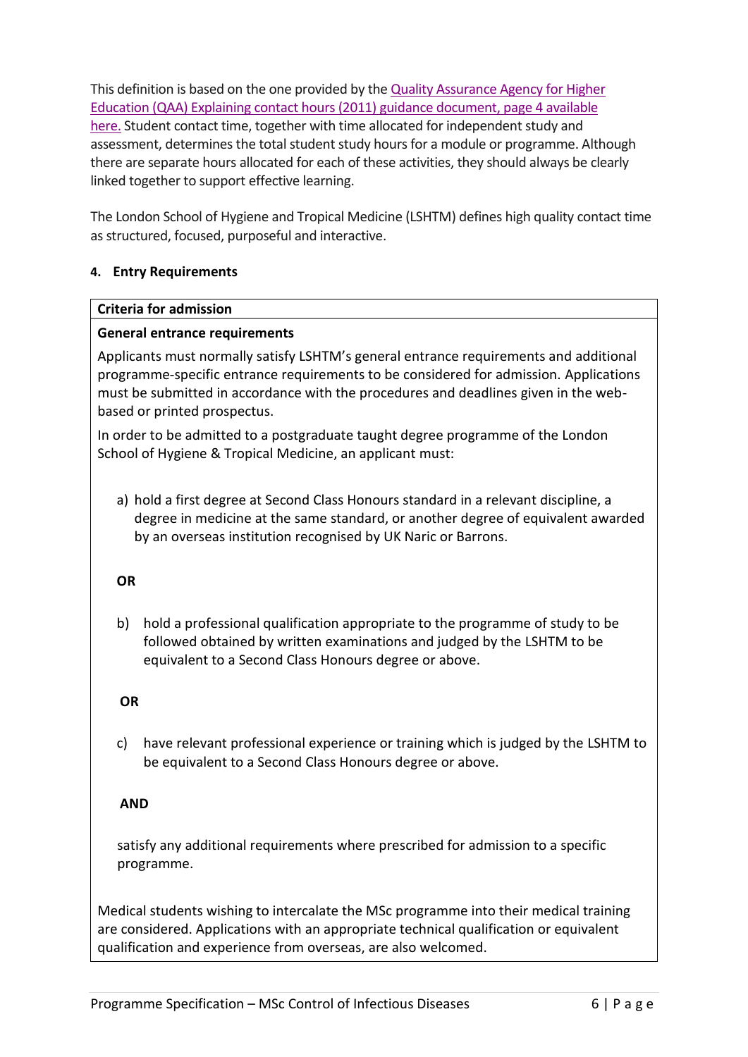This definition is based on the one provided by the [Quality Assurance Agency for Higher Education (QAA) Explaining contact hours (2011) guidance document, page 4 available here.](#) Student contact time, together with time allocated for independent study and assessment, determines the total student study hours for a module or programme. Although there are separate hours allocated for each of these activities, they should always be clearly linked together to support effective learning.

The London School of Hygiene and Tropical Medicine (LSHTM) defines high quality contact time as structured, focused, purposeful and interactive.

## 4. Entry Requirements

**Criteria for admission**

**General entrance requirements**

Applicants must normally satisfy LSHTM's general entrance requirements and additional programme-specific entrance requirements to be considered for admission. Applications must be submitted in accordance with the procedures and deadlines given in the web-based or printed prospectus.

In order to be admitted to a postgraduate taught degree programme of the London School of Hygiene & Tropical Medicine, an applicant must:

a) hold a first degree at Second Class Honours standard in a relevant discipline, a degree in medicine at the same standard, or another degree of equivalent awarded by an overseas institution recognised by UK Naric or Barrons.

**OR**

b) hold a professional qualification appropriate to the programme of study to be followed obtained by written examinations and judged by the LSHTM to be equivalent to a Second Class Honours degree or above.

**OR**

c) have relevant professional experience or training which is judged by the LSHTM to be equivalent to a Second Class Honours degree or above.

**AND**

satisfy any additional requirements where prescribed for admission to a specific programme.

Medical students wishing to intercalate the MSc programme into their medical training are considered. Applications with an appropriate technical qualification or equivalent qualification and experience from overseas, are also welcomed.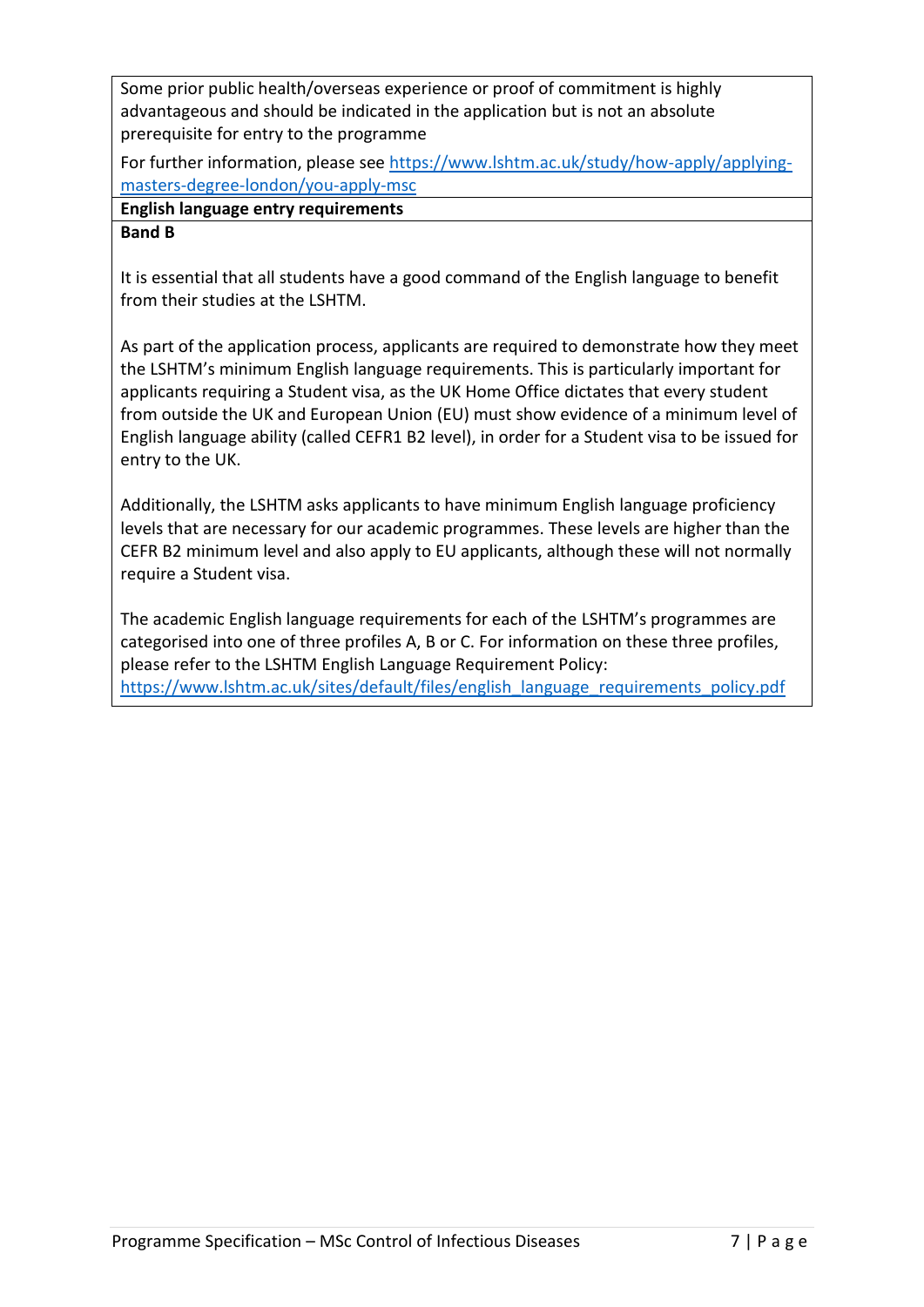Some prior public health/overseas experience or proof of commitment is highly advantageous and should be indicated in the application but is not an absolute prerequisite for entry to the programme

For further information, please see https://www.lshtm.ac.uk/study/how-apply/applying-masters-degree-london/you-apply-msc

**English language entry requirements**

**Band B**

It is essential that all students have a good command of the English language to benefit from their studies at the LSHTM.

As part of the application process, applicants are required to demonstrate how they meet the LSHTM's minimum English language requirements. This is particularly important for applicants requiring a Student visa, as the UK Home Office dictates that every student from outside the UK and European Union (EU) must show evidence of a minimum level of English language ability (called CEFR1 B2 level), in order for a Student visa to be issued for entry to the UK.

Additionally, the LSHTM asks applicants to have minimum English language proficiency levels that are necessary for our academic programmes. These levels are higher than the CEFR B2 minimum level and also apply to EU applicants, although these will not normally require a Student visa.

The academic English language requirements for each of the LSHTM's programmes are categorised into one of three profiles A, B or C. For information on these three profiles, please refer to the LSHTM English Language Requirement Policy: https://www.lshtm.ac.uk/sites/default/files/english_language_requirements_policy.pdf